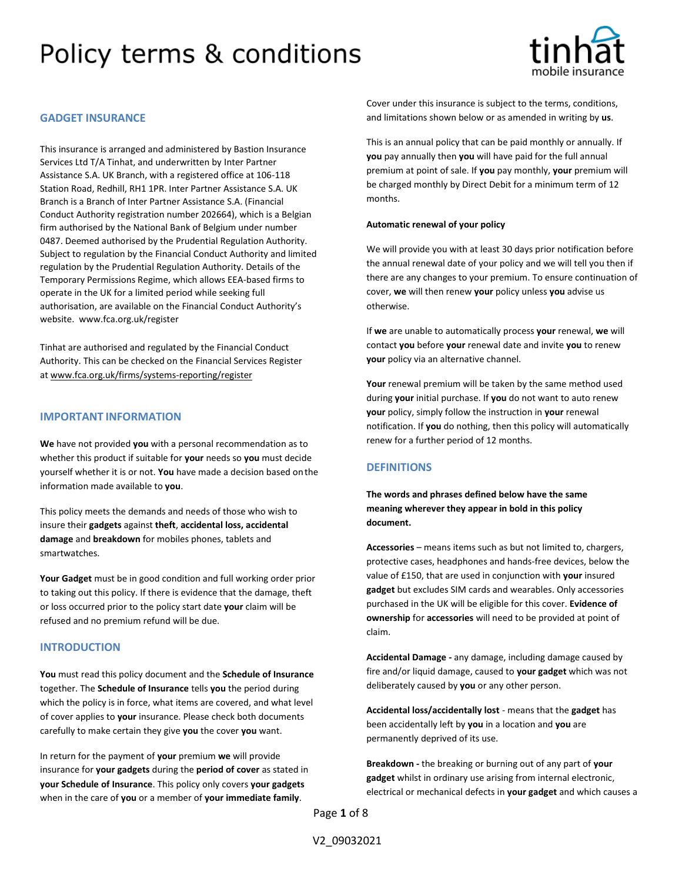# Policy terms & conditions

## GADGET INSURANCE

This insurance is arranged and administered by Bastion Insurance Services Ltd T/A Tinhat, and underwritten by Inter Partner Assistance S.A. UK Branch, with a registered office at 106-118 Station Road, Redhill, RH1 1PR. Inter Partner Assistance S.A. UK Branch is a Branch of Inter Partner Assistance S.A. (Financial Conduct Authority registration number 202664), which is a Belgian firm authorised by the National Bank of Belgium under number 0487. Deemed authorised by the Prudential Regulation Authority. Subject to regulation by the Financial Conduct Authority and limited regulation by the Prudential Regulation Authority. Details of the Temporary Permissions Regime, which allows EEA-based firms to operate in the UK for a limited period while seeking full authorisation, are available on the Financial Conduct Authority's website. www.fca.org.uk/register

Tinhat are authorised and regulated by the Financial Conduct Authority. This can be checked on the Financial Services Register at www.fca.org.uk/firms/systems-reporting/register

## IMPORTANT INFORMATION

**We** have not provided **you** with a personal recommendation as to whether this product if suitable for **your** needs so **you** must decide yourself whether it is or not. **You** have made a decision based on the information made available to **you**.

This policy meets the demands and needs of those who wish to insure their **gadgets** against **theft**, **accidental loss, accidental damage** and **breakdown** for mobiles phones, tablets and smartwatches.

**Your Gadget** must be in good condition and full working order prior to taking out this policy. If there is evidence that the damage, theft or loss occurred prior to the policy start date **your** claim will be refused and no premium refund will be due.

## INTRODUCTION

**You** must read this policy document and the **Schedule of Insurance** together. The **Schedule of Insurance** tells **you** the period during which the policy is in force, what items are covered, and what level of cover applies to **your** insurance. Please check both documents carefully to make certain they give **you** the cover **you** want.

In return for the payment of **your** premium **we** will provide insurance for **your gadgets** during the **period of cover** as stated in **your Schedule of Insurance**. This policy only covers **your gadgets** when in the care of **you** or a member of **your immediate family**.

Cover under this insurance is subject to the terms, conditions, and limitations shown below or as amended in writing by **us**.

This is an annual policy that can be paid monthly or annually. If **you** pay annually then **you** will have paid for the full annual premium at point of sale. If **you** pay monthly, **your** premium will be charged monthly by Direct Debit for a minimum term of 12 months.

**Automatic renewal of your policy**

We will provide you with at least 30 days prior notification before the annual renewal date of your policy and we will tell you then if there are any changes to your premium. To ensure continuation of cover, **we** will then renew **your** policy unless **you** advise us otherwise.

If **we** are unable to automatically process **your** renewal, **we** will contact **you** before **your** renewal date and invite **you** to renew **your** policy via an alternative channel.

**Your** renewal premium will be taken by the same method used during **your** initial purchase. If **you** do not want to auto renew **your** policy, simply follow the instruction in **your** renewal notification. If **you** do nothing, then this policy will automatically renew for a further period of 12 months.

## DEFINITIONS

**The words and phrases defined below have the same meaning wherever they appear in bold in this policy document.**

**Accessories** – means items such as but not limited to, chargers, protective cases, headphones and hands-free devices, below the value of £150, that are used in conjunction with **your** insured **gadget** but excludes SIM cards and wearables. Only accessories purchased in the UK will be eligible for this cover. **Evidence of ownership** for **accessories** will need to be provided at point of claim.

**Accidental Damage -** any damage, including damage caused by fire and/or liquid damage, caused to **your gadget** which was not deliberately caused by **you** or any other person.

**Accidental loss/accidentally lost** - means that the **gadget** has been accidentally left by **you** in a location and **you** are permanently deprived of its use.

**Breakdown -** the breaking or burning out of any part of **your gadget** whilst in ordinary use arising from internal electronic, electrical or mechanical defects in **your gadget** and which causes a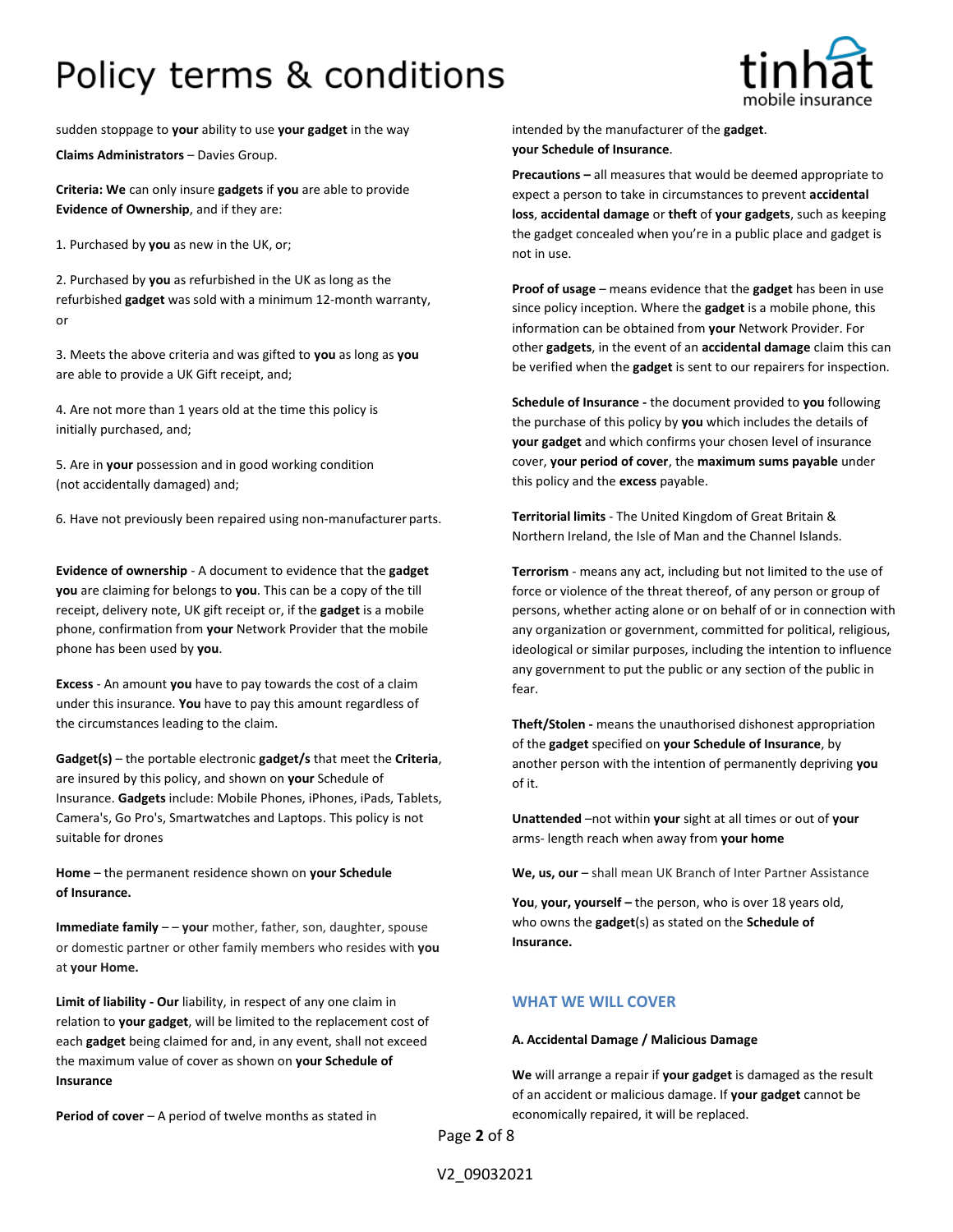sudden stoppage to **your** ability to use **your gadget** in the way intended by the manufacturer of the **gadget**.

**Claims Administrators** – Davies Group.

**Criteria: We** can only insure **gadgets** if **you** are able to provide **Evidence of Ownership**, and if they are:

1. Purchased by **you** as new in the UK, or;

2. Purchased by **you** as refurbished in the UK as long as the refurbished **gadget** was sold with a minimum 12-month warranty, or

3. Meets the above criteria and was gifted to **you** as long as **you** are able to provide a UK Gift receipt, and;

4. Are not more than 1 years old at the time this policy is initially purchased, and;

5. Are in **your** possession and in good working condition (not accidentally damaged) and;

6. Have not previously been repaired using non-manufacturer parts.

**Evidence of ownership** - A document to evidence that the **gadget you** are claiming for belongs to **you**. This can be a copy of the till receipt, delivery note, UK gift receipt or, if the **gadget** is a mobile phone, confirmation from **your** Network Provider that the mobile phone has been used by **you**.

**Excess** - An amount **you** have to pay towards the cost of a claim under this insurance. **You** have to pay this amount regardless of the circumstances leading to the claim.

**Gadget(s)** – the portable electronic **gadget/s** that meet the **Criteria**, are insured by this policy, and shown on **your** Schedule of Insurance. **Gadgets** include: Mobile Phones, iPhones, iPads, Tablets, Camera's, Go Pro's, Smartwatches and Laptops. This policy is not suitable for drones

**Home** – the permanent residence shown on **your Schedule of Insurance.**

**Immediate family** – – **your** mother, father, son, daughter, spouse or domestic partner or other family members who resides with **you** at **your Home.**

**Limit of liability - Our** liability, in respect of any one claim in relation to **your gadget**, will be limited to the replacement cost of each **gadget** being claimed for and, in any event, shall not exceed the maximum value of cover as shown on **your Schedule of Insurance**

**Period of cover** – A period of twelve months as stated in **your Schedule of Insurance**.

**Precautions –** all measures that would be deemed appropriate to expect a person to take in circumstances to prevent **accidental loss**, **accidental damage** or **theft** of **your gadgets**, such as keeping the gadget concealed when you're in a public place and gadget is not in use.

**Proof of usage** – means evidence that the **gadget** has been in use since policy inception. Where the **gadget** is a mobile phone, this information can be obtained from **your** Network Provider. For other **gadgets**, in the event of an **accidental damage** claim this can be verified when the **gadget** is sent to our repairers for inspection.

**Schedule of Insurance -** the document provided to **you** following the purchase of this policy by **you** which includes the details of **your gadget** and which confirms your chosen level of insurance cover, **your period of cover**, the **maximum sums payable** under this policy and the **excess** payable.

**Territorial limits** - The United Kingdom of Great Britain & Northern Ireland, the Isle of Man and the Channel Islands.

**Terrorism** - means any act, including but not limited to the use of force or violence of the threat thereof, of any person or group of persons, whether acting alone or on behalf of or in connection with any organization or government, committed for political, religious, ideological or similar purposes, including the intention to influence any government to put the public or any section of the public in fear.

**Theft/Stolen -** means the unauthorised dishonest appropriation of the **gadget** specified on **your Schedule of Insurance**, by another person with the intention of permanently depriving **you** of it.

**Unattended** –not within **your** sight at all times or out of **your** arms- length reach when away from **your home**

**We, us, our** – shall mean UK Branch of Inter Partner Assistance

**You**, **your, yourself –** the person, who is over 18 years old, who owns the **gadget**(s) as stated on the **Schedule of Insurance.**

## WHAT WE WILL COVER

### A. Accidental Damage / Malicious Damage

**We** will arrange a repair if **your gadget** is damaged as the result of an accident or malicious damage. If **your gadget** cannot be economically repaired, it will be replaced.

V2_09032021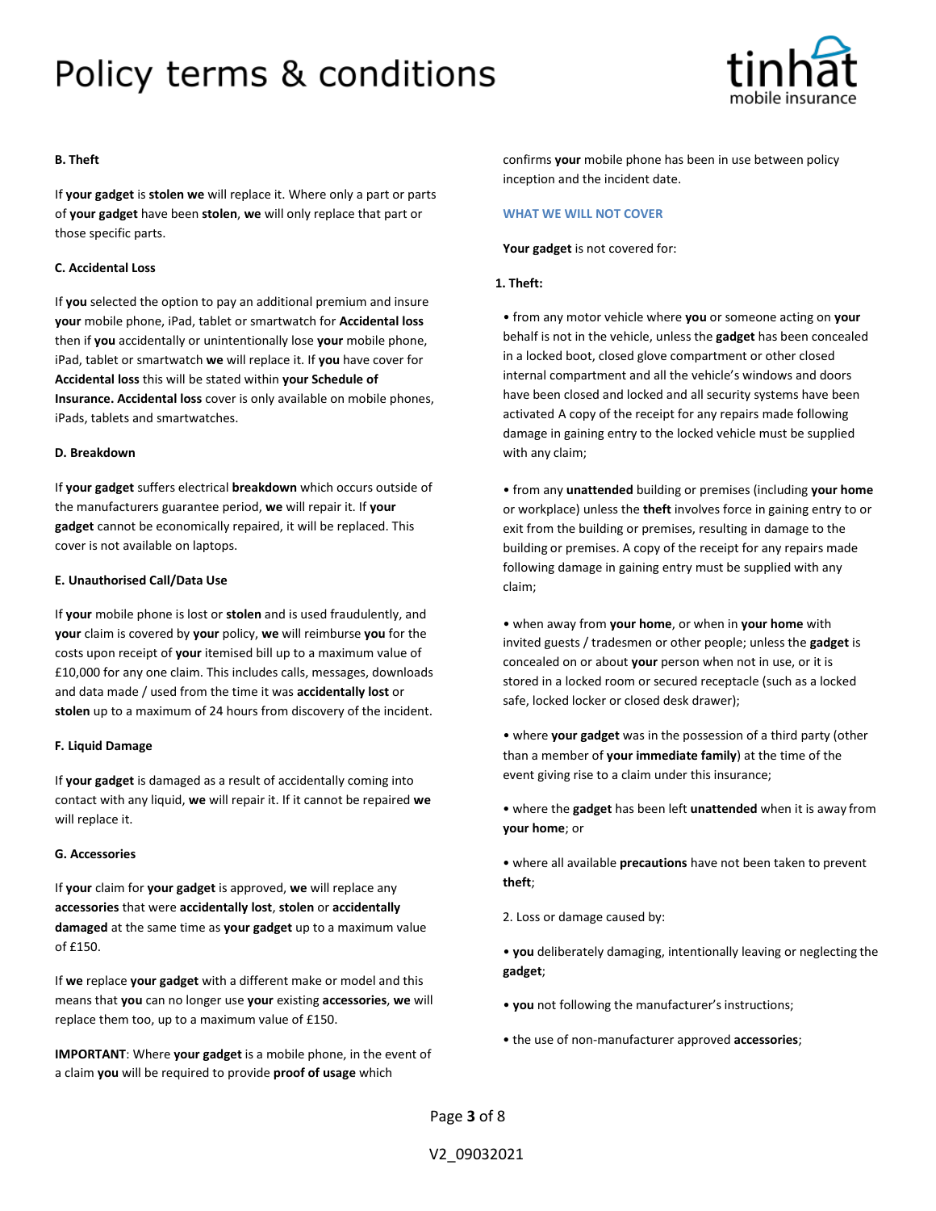#### B. Theft

If **your gadget** is **stolen we** will replace it. Where only a part or parts of **your gadget** have been **stolen**, **we** will only replace that part or those specific parts.

#### C. Accidental Loss

If **you** selected the option to pay an additional premium and insure **your** mobile phone, iPad, tablet or smartwatch for **Accidental loss** then if **you** accidentally or unintentionally lose **your** mobile phone, iPad, tablet or smartwatch **we** will replace it. If **you** have cover for **Accidental loss** this will be stated within **your Schedule of Insurance. Accidental loss** cover is only available on mobile phones, iPads, tablets and smartwatches.

#### D. Breakdown

If **your gadget** suffers electrical **breakdown** which occurs outside of the manufacturers guarantee period, **we** will repair it. If **your gadget** cannot be economically repaired, it will be replaced. This cover is not available on laptops.

#### E. Unauthorised Call/Data Use

If **your** mobile phone is lost or **stolen** and is used fraudulently, and **your** claim is covered by **your** policy, **we** will reimburse **you** for the costs upon receipt of **your** itemised bill up to a maximum value of £10,000 for any one claim. This includes calls, messages, downloads and data made / used from the time it was **accidentally lost** or **stolen** up to a maximum of 24 hours from discovery of the incident.

#### F. Liquid Damage

If **your gadget** is damaged as a result of accidentally coming into contact with any liquid, **we** will repair it. If it cannot be repaired **we** will replace it.

#### G. Accessories

If **your** claim for **your gadget** is approved, **we** will replace any **accessories** that were **accidentally lost**, **stolen** or **accidentally damaged** at the same time as **your gadget** up to a maximum value of £150.

If **we** replace **your gadget** with a different make or model and this means that **you** can no longer use **your** existing **accessories**, **we** will replace them too, up to a maximum value of £150.

**IMPORTANT**: Where **your gadget** is a mobile phone, in the event of a claim **you** will be required to provide **proof of usage** which confirms **your** mobile phone has been in use between policy inception and the incident date.

### WHAT WE WILL NOT COVER

**Your gadget** is not covered for:

**1. Theft:**

- from any motor vehicle where **you** or someone acting on **your** behalf is not in the vehicle, unless the **gadget** has been concealed in a locked boot, closed glove compartment or other closed internal compartment and all the vehicle's windows and doors have been closed and locked and all security systems have been activated A copy of the receipt for any repairs made following damage in gaining entry to the locked vehicle must be supplied with any claim;
- from any **unattended** building or premises (including **your home** or workplace) unless the **theft** involves force in gaining entry to or exit from the building or premises, resulting in damage to the building or premises. A copy of the receipt for any repairs made following damage in gaining entry must be supplied with any claim;
- when away from **your home**, or when in **your home** with invited guests / tradesmen or other people; unless the **gadget** is concealed on or about **your** person when not in use, or it is stored in a locked room or secured receptacle (such as a locked safe, locked locker or closed desk drawer);
- where **your gadget** was in the possession of a third party (other than a member of **your immediate family**) at the time of the event giving rise to a claim under this insurance;
- where the **gadget** has been left **unattended** when it is away from **your home**; or
- where all available **precautions** have not been taken to prevent **theft**;

2. Loss or damage caused by:

- **you** deliberately damaging, intentionally leaving or neglecting the **gadget**;
- **you** not following the manufacturer's instructions;
- the use of non-manufacturer approved **accessories**;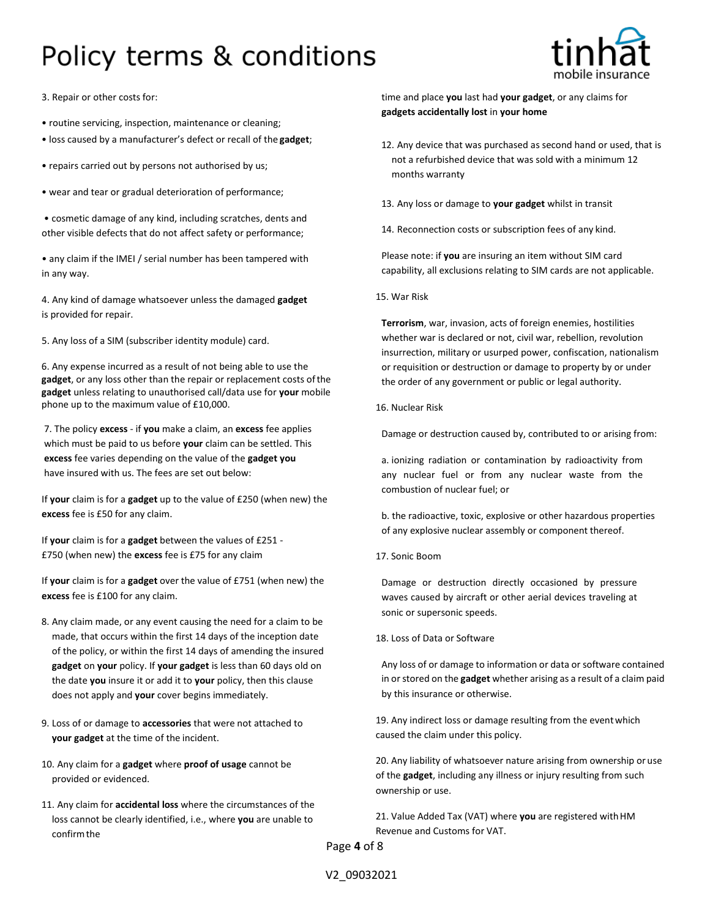3. Repair or other costs for:

- routine servicing, inspection, maintenance or cleaning;
- loss caused by a manufacturer's defect or recall of the **gadget**;
- repairs carried out by persons not authorised by us;
- wear and tear or gradual deterioration of performance;
- cosmetic damage of any kind, including scratches, dents and other visible defects that do not affect safety or performance;
- any claim if the IMEI / serial number has been tampered with in any way.

4. Any kind of damage whatsoever unless the damaged **gadget** is provided for repair.

5. Any loss of a SIM (subscriber identity module) card.

6. Any expense incurred as a result of not being able to use the **gadget**, or any loss other than the repair or replacement costs of the **gadget** unless relating to unauthorised call/data use for **your** mobile phone up to the maximum value of £10,000.

7. The policy **excess** - if **you** make a claim, an **excess** fee applies which must be paid to us before **your** claim can be settled. This **excess** fee varies depending on the value of the **gadget you** have insured with us. The fees are set out below:

If **your** claim is for a **gadget** up to the value of £250 (when new) the **excess** fee is £50 for any claim.

If **your** claim is for a **gadget** between the values of £251 - £750 (when new) the **excess** fee is £75 for any claim

If **your** claim is for a **gadget** over the value of £751 (when new) the **excess** fee is £100 for any claim.

8. Any claim made, or any event causing the need for a claim to be made, that occurs within the first 14 days of the inception date of the policy, or within the first 14 days of amending the insured **gadget** on **your** policy. If **your gadget** is less than 60 days old on the date **you** insure it or add it to **your** policy, then this clause does not apply and **your** cover begins immediately.

9. Loss of or damage to **accessories** that were not attached to **your gadget** at the time of the incident.

10. Any claim for a **gadget** where **proof of usage** cannot be provided or evidenced.

11. Any claim for **accidental loss** where the circumstances of the loss cannot be clearly identified, i.e., where **you** are unable to confirm the time and place **you** last had **your gadget**, or any claims for **gadgets accidentally lost** in **your home**

12. Any device that was purchased as second hand or used, that is not a refurbished device that was sold with a minimum 12 months warranty

13. Any loss or damage to **your gadget** whilst in transit

14. Reconnection costs or subscription fees of any kind.

Please note: if **you** are insuring an item without SIM card capability, all exclusions relating to SIM cards are not applicable.

15. War Risk

**Terrorism**, war, invasion, acts of foreign enemies, hostilities whether war is declared or not, civil war, rebellion, revolution insurrection, military or usurped power, confiscation, nationalism or requisition or destruction or damage to property by or under the order of any government or public or legal authority.

16. Nuclear Risk

Damage or destruction caused by, contributed to or arising from:

a. ionizing radiation or contamination by radioactivity from any nuclear fuel or from any nuclear waste from the combustion of nuclear fuel; or

b. the radioactive, toxic, explosive or other hazardous properties of any explosive nuclear assembly or component thereof.

17. Sonic Boom

Damage or destruction directly occasioned by pressure waves caused by aircraft or other aerial devices traveling at sonic or supersonic speeds.

18. Loss of Data or Software

Any loss of or damage to information or data or software contained in or stored on the **gadget** whether arising as a result of a claim paid by this insurance or otherwise.

19. Any indirect loss or damage resulting from the event which caused the claim under this policy.

20. Any liability of whatsoever nature arising from ownership or use of the **gadget**, including any illness or injury resulting from such ownership or use.

21. Value Added Tax (VAT) where **you** are registered with HM Revenue and Customs for VAT.

V2_09032021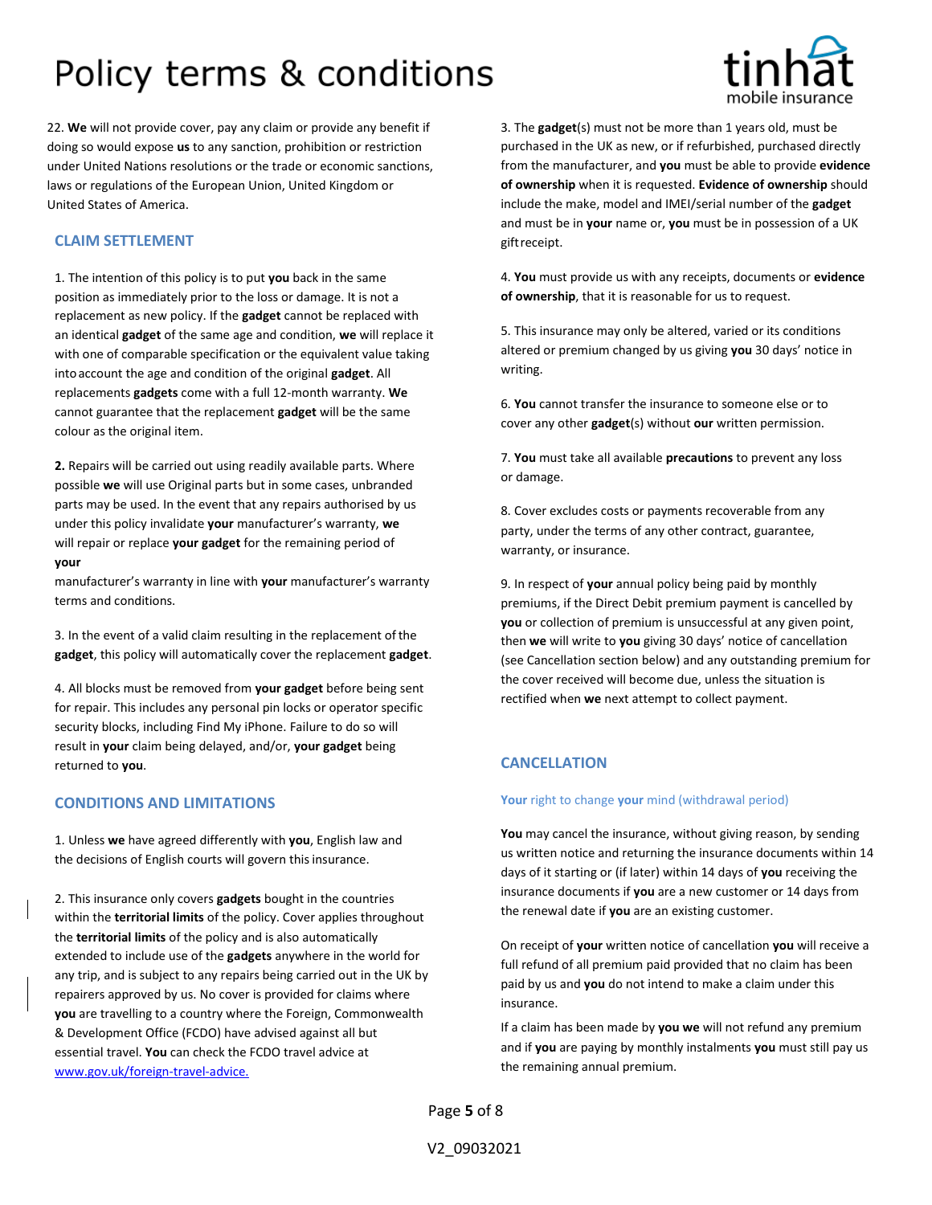22. **We** will not provide cover, pay any claim or provide any benefit if doing so would expose **us** to any sanction, prohibition or restriction under United Nations resolutions or the trade or economic sanctions, laws or regulations of the European Union, United Kingdom or United States of America.

## CLAIM SETTLEMENT

1. The intention of this policy is to put **you** back in the same position as immediately prior to the loss or damage. It is not a replacement as new policy. If the **gadget** cannot be replaced with an identical **gadget** of the same age and condition, **we** will replace it with one of comparable specification or the equivalent value taking into account the age and condition of the original **gadget**. All replacements **gadgets** come with a full 12-month warranty. **We** cannot guarantee that the replacement **gadget** will be the same colour as the original item.

**2.** Repairs will be carried out using readily available parts. Where possible **we** will use Original parts but in some cases, unbranded parts may be used. In the event that any repairs authorised by us under this policy invalidate **your** manufacturer's warranty, **we** will repair or replace **your gadget** for the remaining period of **your** manufacturer's warranty in line with **your** manufacturer's warranty terms and conditions.

3. In the event of a valid claim resulting in the replacement of the **gadget**, this policy will automatically cover the replacement **gadget**.

4. All blocks must be removed from **your gadget** before being sent for repair. This includes any personal pin locks or operator specific security blocks, including Find My iPhone. Failure to do so will result in **your** claim being delayed, and/or, **your gadget** being returned to **you**.

## CONDITIONS AND LIMITATIONS

1. Unless **we** have agreed differently with **you**, English law and the decisions of English courts will govern this insurance.

2. This insurance only covers **gadgets** bought in the countries within the **territorial limits** of the policy. Cover applies throughout the **territorial limits** of the policy and is also automatically extended to include use of the **gadgets** anywhere in the world for any trip, and is subject to any repairs being carried out in the UK by repairers approved by us. No cover is provided for claims where **you** are travelling to a country where the Foreign, Commonwealth & Development Office (FCDO) have advised against all but essential travel. **You** can check the FCDO travel advice at www.gov.uk/foreign-travel-advice.

3. The **gadget**(s) must not be more than 1 years old, must be purchased in the UK as new, or if refurbished, purchased directly from the manufacturer, and **you** must be able to provide **evidence of ownership** when it is requested. **Evidence of ownership** should include the make, model and IMEI/serial number of the **gadget** and must be in **your** name or, **you** must be in possession of a UK gift receipt.

4. **You** must provide us with any receipts, documents or **evidence of ownership**, that it is reasonable for us to request.

5. This insurance may only be altered, varied or its conditions altered or premium changed by us giving **you** 30 days' notice in writing.

6. **You** cannot transfer the insurance to someone else or to cover any other **gadget**(s) without **our** written permission.

7. **You** must take all available **precautions** to prevent any loss or damage.

8. Cover excludes costs or payments recoverable from any party, under the terms of any other contract, guarantee, warranty, or insurance.

9. In respect of **your** annual policy being paid by monthly premiums, if the Direct Debit premium payment is cancelled by **you** or collection of premium is unsuccessful at any given point, then **we** will write to **you** giving 30 days' notice of cancellation (see Cancellation section below) and any outstanding premium for the cover received will become due, unless the situation is rectified when **we** next attempt to collect payment.

## CANCELLATION

### **Your** right to change **your** mind (withdrawal period)

**You** may cancel the insurance, without giving reason, by sending us written notice and returning the insurance documents within 14 days of it starting or (if later) within 14 days of **you** receiving the insurance documents if **you** are a new customer or 14 days from the renewal date if **you** are an existing customer.

On receipt of **your** written notice of cancellation **you** will receive a full refund of all premium paid provided that no claim has been paid by us and **you** do not intend to make a claim under this insurance.

If a claim has been made by **you we** will not refund any premium and if **you** are paying by monthly instalments **you** must still pay us the remaining annual premium.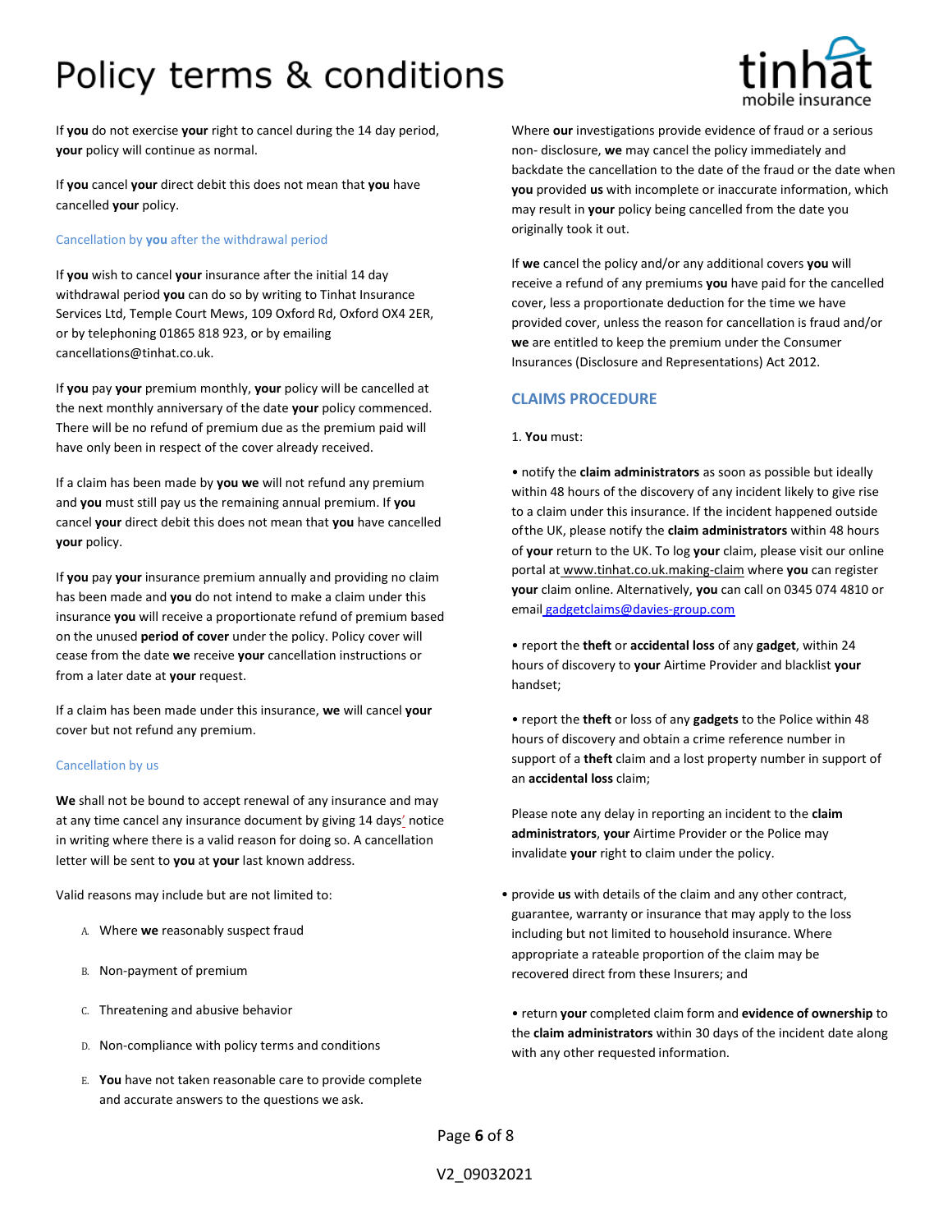If **you** do not exercise **your** right to cancel during the 14 day period, **your** policy will continue as normal.

If **you** cancel **your** direct debit this does not mean that **you** have cancelled **your** policy.

### Cancellation by **you** after the withdrawal period

If **you** wish to cancel **your** insurance after the initial 14 day withdrawal period **you** can do so by writing to Tinhat Insurance Services Ltd, Temple Court Mews, 109 Oxford Rd, Oxford OX4 2ER, or by telephoning 01865 818 923, or by emailing cancellations@tinhat.co.uk.

If **you** pay **your** premium monthly, **your** policy will be cancelled at the next monthly anniversary of the date **your** policy commenced. There will be no refund of premium due as the premium paid will have only been in respect of the cover already received.

If a claim has been made by **you we** will not refund any premium and **you** must still pay us the remaining annual premium. If **you** cancel **your** direct debit this does not mean that **you** have cancelled **your** policy.

If **you** pay **your** insurance premium annually and providing no claim has been made and **you** do not intend to make a claim under this insurance **you** will receive a proportionate refund of premium based on the unused **period of cover** under the policy. Policy cover will cease from the date **we** receive **your** cancellation instructions or from a later date at **your** request.

If a claim has been made under this insurance, **we** will cancel **your** cover but not refund any premium.

### Cancellation by us

**We** shall not be bound to accept renewal of any insurance and may at any time cancel any insurance document by giving 14 days' notice in writing where there is a valid reason for doing so. A cancellation letter will be sent to **you** at **your** last known address.

Valid reasons may include but are not limited to:

A. Where **we** reasonably suspect fraud

B. Non-payment of premium

C. Threatening and abusive behavior

D. Non-compliance with policy terms and conditions

E. **You** have not taken reasonable care to provide complete and accurate answers to the questions we ask.

Where **our** investigations provide evidence of fraud or a serious non- disclosure, **we** may cancel the policy immediately and backdate the cancellation to the date of the fraud or the date when **you** provided **us** with incomplete or inaccurate information, which may result in **your** policy being cancelled from the date you originally took it out.

If **we** cancel the policy and/or any additional covers **you** will receive a refund of any premiums **you** have paid for the cancelled cover, less a proportionate deduction for the time we have provided cover, unless the reason for cancellation is fraud and/or **we** are entitled to keep the premium under the Consumer Insurances (Disclosure and Representations) Act 2012.

## CLAIMS PROCEDURE

1. **You** must:

• notify the **claim administrators** as soon as possible but ideally within 48 hours of the discovery of any incident likely to give rise to a claim under this insurance. If the incident happened outside ofthe UK, please notify the **claim administrators** within 48 hours of **your** return to the UK. To log **your** claim, please visit our online portal at www.tinhat.co.uk.making-claim where **you** can register **your** claim online. Alternatively, **you** can call on 0345 074 4810 or email gadgetclaims@davies-group.com

• report the **theft** or **accidental loss** of any **gadget**, within 24 hours of discovery to **your** Airtime Provider and blacklist **your** handset;

• report the **theft** or loss of any **gadgets** to the Police within 48 hours of discovery and obtain a crime reference number in support of a **theft** claim and a lost property number in support of an **accidental loss** claim;

Please note any delay in reporting an incident to the **claim administrators**, **your** Airtime Provider or the Police may invalidate **your** right to claim under the policy.

• provide **us** with details of the claim and any other contract, guarantee, warranty or insurance that may apply to the loss including but not limited to household insurance. Where appropriate a rateable proportion of the claim may be recovered direct from these Insurers; and

• return **your** completed claim form and **evidence of ownership** to the **claim administrators** within 30 days of the incident date along with any other requested information.

V2_09032021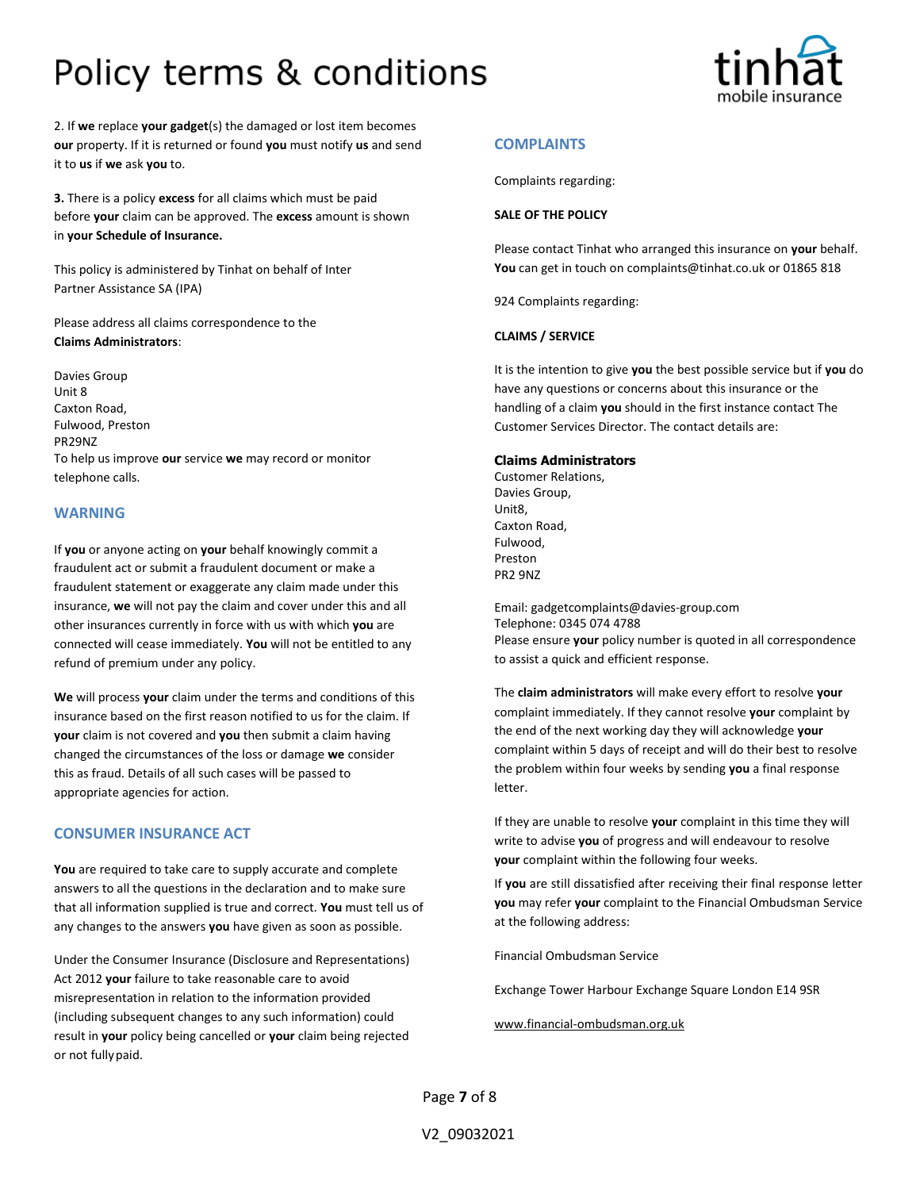# Policy terms & conditions

2. If **we** replace **your gadget**(s) the damaged or lost item becomes **our** property. If it is returned or found **you** must notify **us** and send it to **us** if **we** ask **you** to.

**3.** There is a policy **excess** for all claims which must be paid before **your** claim can be approved. The **excess** amount is shown in **your Schedule of Insurance.**

This policy is administered by Tinhat on behalf of Inter Partner Assistance SA (IPA)

Please address all claims correspondence to the **Claims Administrators**:

Davies Group
Unit 8
Caxton Road,
Fulwood, Preston
PR29NZ
To help us improve **our** service **we** may record or monitor telephone calls.

## WARNING

If **you** or anyone acting on **your** behalf knowingly commit a fraudulent act or submit a fraudulent document or make a fraudulent statement or exaggerate any claim made under this insurance, **we** will not pay the claim and cover under this and all other insurances currently in force with us with which **you** are connected will cease immediately. **You** will not be entitled to any refund of premium under any policy.

**We** will process **your** claim under the terms and conditions of this insurance based on the first reason notified to us for the claim. If **your** claim is not covered and **you** then submit a claim having changed the circumstances of the loss or damage **we** consider this as fraud. Details of all such cases will be passed to appropriate agencies for action.

## CONSUMER INSURANCE ACT

**You** are required to take care to supply accurate and complete answers to all the questions in the declaration and to make sure that all information supplied is true and correct. **You** must tell us of any changes to the answers **you** have given as soon as possible.

Under the Consumer Insurance (Disclosure and Representations) Act 2012 **your** failure to take reasonable care to avoid misrepresentation in relation to the information provided (including subsequent changes to any such information) could result in **your** policy being cancelled or **your** claim being rejected or not fully paid.

## COMPLAINTS

Complaints regarding:

**SALE OF THE POLICY**

Please contact Tinhat who arranged this insurance on **your** behalf. **You** can get in touch on complaints@tinhat.co.uk or 01865 818

924 Complaints regarding:

**CLAIMS / SERVICE**

It is the intention to give **you** the best possible service but if **you** do have any questions or concerns about this insurance or the handling of a claim **you** should in the first instance contact The Customer Services Director. The contact details are:

**Claims Administrators**
Customer Relations,
Davies Group,
Unit8,
Caxton Road,
Fulwood,
Preston
PR2 9NZ

Email: gadgetcomplaints@davies-group.com
Telephone: 0345 074 4788
Please ensure **your** policy number is quoted in all correspondence to assist a quick and efficient response.

The **claim administrators** will make every effort to resolve **your** complaint immediately. If they cannot resolve **your** complaint by the end of the next working day they will acknowledge **your** complaint within 5 days of receipt and will do their best to resolve the problem within four weeks by sending **you** a final response letter.

If they are unable to resolve **your** complaint in this time they will write to advise **you** of progress and will endeavour to resolve **your** complaint within the following four weeks.

If **you** are still dissatisfied after receiving their final response letter **you** may refer **your** complaint to the Financial Ombudsman Service at the following address:

Financial Ombudsman Service

Exchange Tower Harbour Exchange Square London E14 9SR

www.financial-ombudsman.org.uk

V2_09032021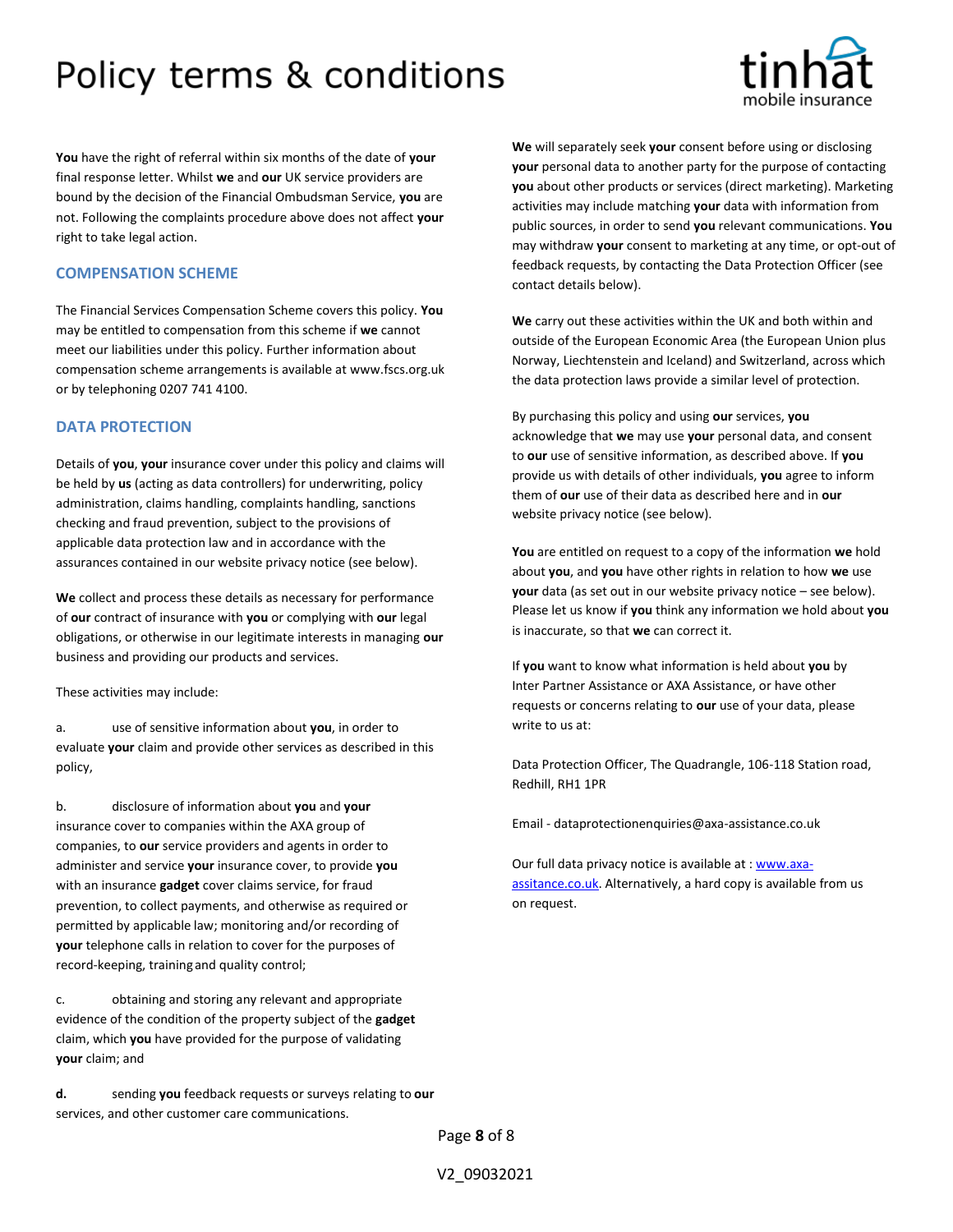**You** have the right of referral within six months of the date of **your** final response letter. Whilst **we** and **our** UK service providers are bound by the decision of the Financial Ombudsman Service, **you** are not. Following the complaints procedure above does not affect **your** right to take legal action.

## COMPENSATION SCHEME

The Financial Services Compensation Scheme covers this policy. **You** may be entitled to compensation from this scheme if **we** cannot meet our liabilities under this policy. Further information about compensation scheme arrangements is available at www.fscs.org.uk or by telephoning 0207 741 4100.

## DATA PROTECTION

Details of **you**, **your** insurance cover under this policy and claims will be held by **us** (acting as data controllers) for underwriting, policy administration, claims handling, complaints handling, sanctions checking and fraud prevention, subject to the provisions of applicable data protection law and in accordance with the assurances contained in our website privacy notice (see below).

**We** collect and process these details as necessary for performance of **our** contract of insurance with **you** or complying with **our** legal obligations, or otherwise in our legitimate interests in managing **our** business and providing our products and services.

These activities may include:

a. use of sensitive information about **you**, in order to evaluate **your** claim and provide other services as described in this policy,

b. disclosure of information about **you** and **your** insurance cover to companies within the AXA group of companies, to **our** service providers and agents in order to administer and service **your** insurance cover, to provide **you** with an insurance **gadget** cover claims service, for fraud prevention, to collect payments, and otherwise as required or permitted by applicable law; monitoring and/or recording of **your** telephone calls in relation to cover for the purposes of record-keeping, training and quality control;

c. obtaining and storing any relevant and appropriate evidence of the condition of the property subject of the **gadget** claim, which **you** have provided for the purpose of validating **your** claim; and

**d.** sending **you** feedback requests or surveys relating to **our** services, and other customer care communications.

**We** will separately seek **your** consent before using or disclosing **your** personal data to another party for the purpose of contacting **you** about other products or services (direct marketing). Marketing activities may include matching **your** data with information from public sources, in order to send **you** relevant communications. **You** may withdraw **your** consent to marketing at any time, or opt-out of feedback requests, by contacting the Data Protection Officer (see contact details below).

**We** carry out these activities within the UK and both within and outside of the European Economic Area (the European Union plus Norway, Liechtenstein and Iceland) and Switzerland, across which the data protection laws provide a similar level of protection.

By purchasing this policy and using **our** services, **you** acknowledge that **we** may use **your** personal data, and consent to **our** use of sensitive information, as described above. If **you** provide us with details of other individuals, **you** agree to inform them of **our** use of their data as described here and in **our** website privacy notice (see below).

**You** are entitled on request to a copy of the information **we** hold about **you**, and **you** have other rights in relation to how **we** use **your** data (as set out in our website privacy notice – see below). Please let us know if **you** think any information we hold about **you** is inaccurate, so that **we** can correct it.

If **you** want to know what information is held about **you** by Inter Partner Assistance or AXA Assistance, or have other requests or concerns relating to **our** use of your data, please write to us at:

Data Protection Officer, The Quadrangle, 106-118 Station road, Redhill, RH1 1PR

Email - dataprotectionenquiries@axa-assistance.co.uk

Our full data privacy notice is available at : [www.axa-assitance.co.uk](www.axa-assitance.co.uk). Alternatively, a hard copy is available from us on request.

V2_09032021